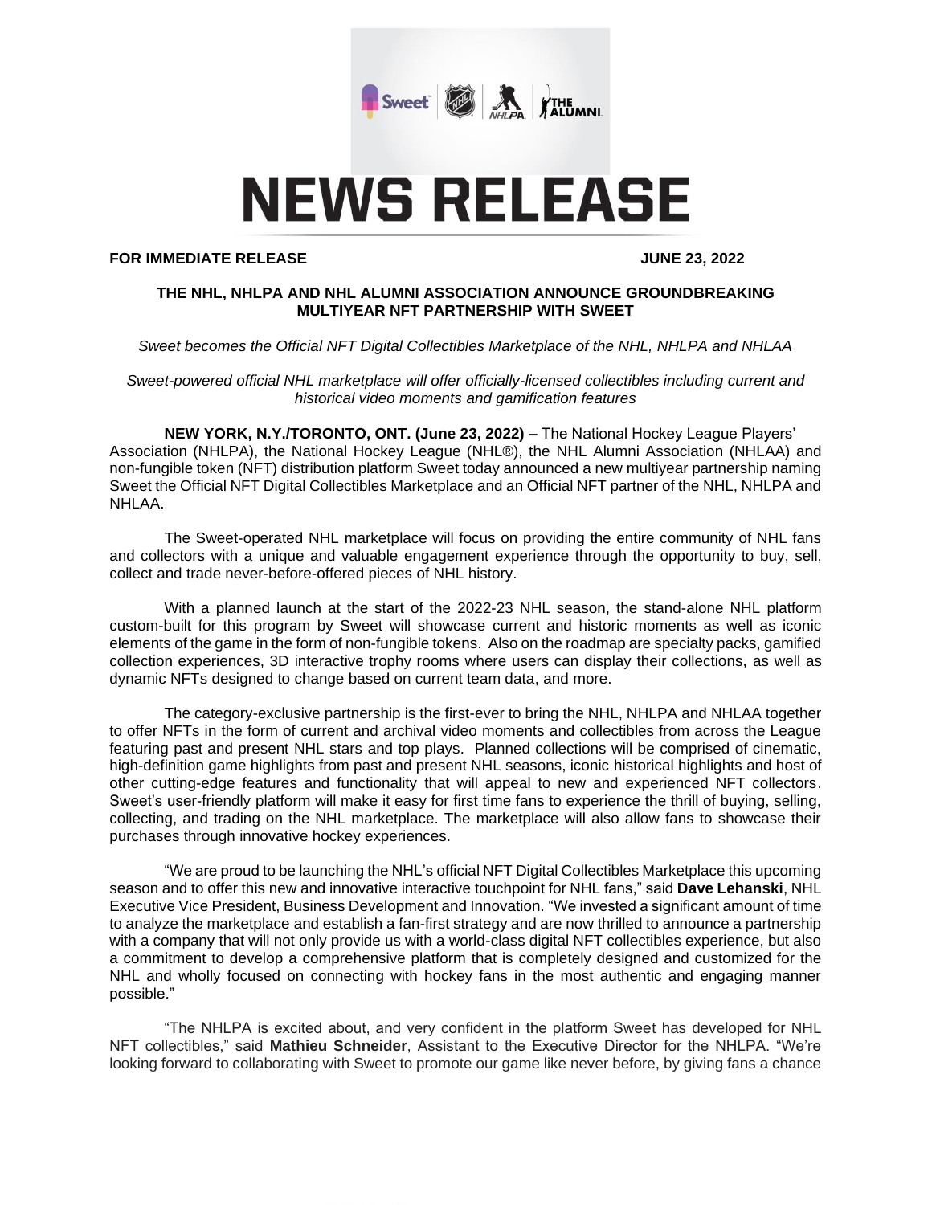# NEWS RELEASE

**FOR IMMEDIATE RELEASE** **JUNE 23, 2022**

## THE NHL, NHLPA AND NHL ALUMNI ASSOCIATION ANNOUNCE GROUNDBREAKING MULTIYEAR NFT PARTNERSHIP WITH SWEET

*Sweet becomes the Official NFT Digital Collectibles Marketplace of the NHL, NHLPA and NHLAA*

*Sweet-powered official NHL marketplace will offer officially-licensed collectibles including current and historical video moments and gamification features*

**NEW YORK, N.Y./TORONTO, ONT. (June 23, 2022) –** The National Hockey League Players' Association (NHLPA), the National Hockey League (NHL®), the NHL Alumni Association (NHLAA) and non-fungible token (NFT) distribution platform Sweet today announced a new multiyear partnership naming Sweet the Official NFT Digital Collectibles Marketplace and an Official NFT partner of the NHL, NHLPA and NHLAA.

The Sweet-operated NHL marketplace will focus on providing the entire community of NHL fans and collectors with a unique and valuable engagement experience through the opportunity to buy, sell, collect and trade never-before-offered pieces of NHL history.

With a planned launch at the start of the 2022-23 NHL season, the stand-alone NHL platform custom-built for this program by Sweet will showcase current and historic moments as well as iconic elements of the game in the form of non-fungible tokens. Also on the roadmap are specialty packs, gamified collection experiences, 3D interactive trophy rooms where users can display their collections, as well as dynamic NFTs designed to change based on current team data, and more.

The category-exclusive partnership is the first-ever to bring the NHL, NHLPA and NHLAA together to offer NFTs in the form of current and archival video moments and collectibles from across the League featuring past and present NHL stars and top plays. Planned collections will be comprised of cinematic, high-definition game highlights from past and present NHL seasons, iconic historical highlights and host of other cutting-edge features and functionality that will appeal to new and experienced NFT collectors. Sweet's user-friendly platform will make it easy for first time fans to experience the thrill of buying, selling, collecting, and trading on the NHL marketplace. The marketplace will also allow fans to showcase their purchases through innovative hockey experiences.

"We are proud to be launching the NHL's official NFT Digital Collectibles Marketplace this upcoming season and to offer this new and innovative interactive touchpoint for NHL fans," said **Dave Lehanski**, NHL Executive Vice President, Business Development and Innovation. "We invested a significant amount of time to analyze the marketplace and establish a fan-first strategy and are now thrilled to announce a partnership with a company that will not only provide us with a world-class digital NFT collectibles experience, but also a commitment to develop a comprehensive platform that is completely designed and customized for the NHL and wholly focused on connecting with hockey fans in the most authentic and engaging manner possible."

"The NHLPA is excited about, and very confident in the platform Sweet has developed for NHL NFT collectibles," said **Mathieu Schneider**, Assistant to the Executive Director for the NHLPA. "We're looking forward to collaborating with Sweet to promote our game like never before, by giving fans a chance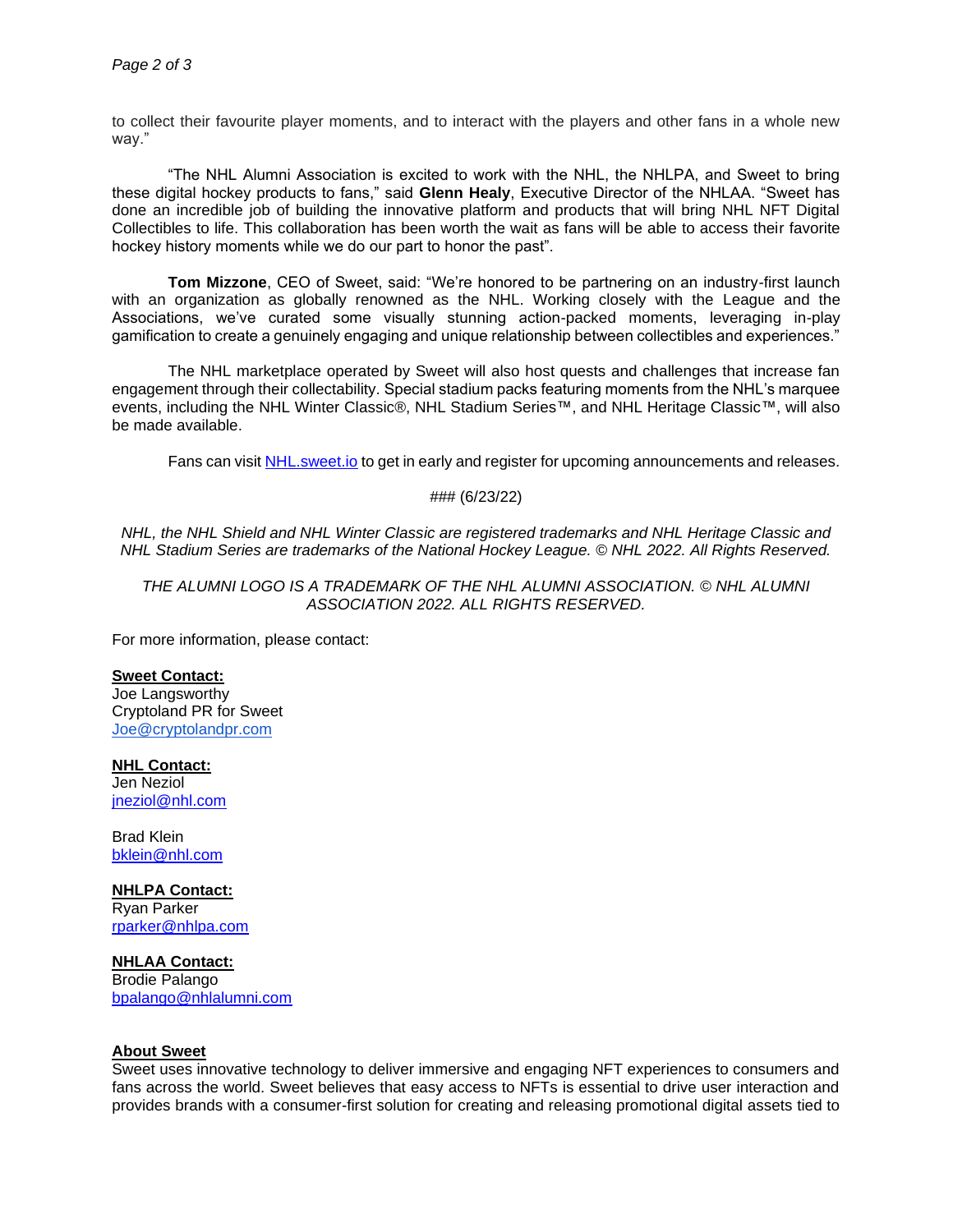to collect their favourite player moments, and to interact with the players and other fans in a whole new way."

"The NHL Alumni Association is excited to work with the NHL, the NHLPA, and Sweet to bring these digital hockey products to fans," said **Glenn Healy**, Executive Director of the NHLAA. "Sweet has done an incredible job of building the innovative platform and products that will bring NHL NFT Digital Collectibles to life. This collaboration has been worth the wait as fans will be able to access their favorite hockey history moments while we do our part to honor the past".

**Tom Mizzone**, CEO of Sweet, said: "We're honored to be partnering on an industry-first launch with an organization as globally renowned as the NHL. Working closely with the League and the Associations, we've curated some visually stunning action-packed moments, leveraging in-play gamification to create a genuinely engaging and unique relationship between collectibles and experiences."

The NHL marketplace operated by Sweet will also host quests and challenges that increase fan engagement through their collectability. Special stadium packs featuring moments from the NHL's marquee events, including the NHL Winter Classic®, NHL Stadium Series™, and NHL Heritage Classic™, will also be made available.

Fans can visit [NHL.sweet.io](NHL.sweet.io) to get in early and register for upcoming announcements and releases.

### (6/23/22)

*NHL, the NHL Shield and NHL Winter Classic are registered trademarks and NHL Heritage Classic and NHL Stadium Series are trademarks of the National Hockey League. © NHL 2022. All Rights Reserved.*

*THE ALUMNI LOGO IS A TRADEMARK OF THE NHL ALUMNI ASSOCIATION. © NHL ALUMNI ASSOCIATION 2022. ALL RIGHTS RESERVED.*

For more information, please contact:

**Sweet Contact:**
Joe Langsworthy
Cryptoland PR for Sweet
Joe@cryptolandpr.com

**NHL Contact:**
Jen Neziol
jneziol@nhl.com

Brad Klein
bklein@nhl.com

**NHLPA Contact:**
Ryan Parker
rparker@nhlpa.com

**NHLAA Contact:**
Brodie Palango
bpalango@nhlalumni.com

**About Sweet**

Sweet uses innovative technology to deliver immersive and engaging NFT experiences to consumers and fans across the world. Sweet believes that easy access to NFTs is essential to drive user interaction and provides brands with a consumer-first solution for creating and releasing promotional digital assets tied to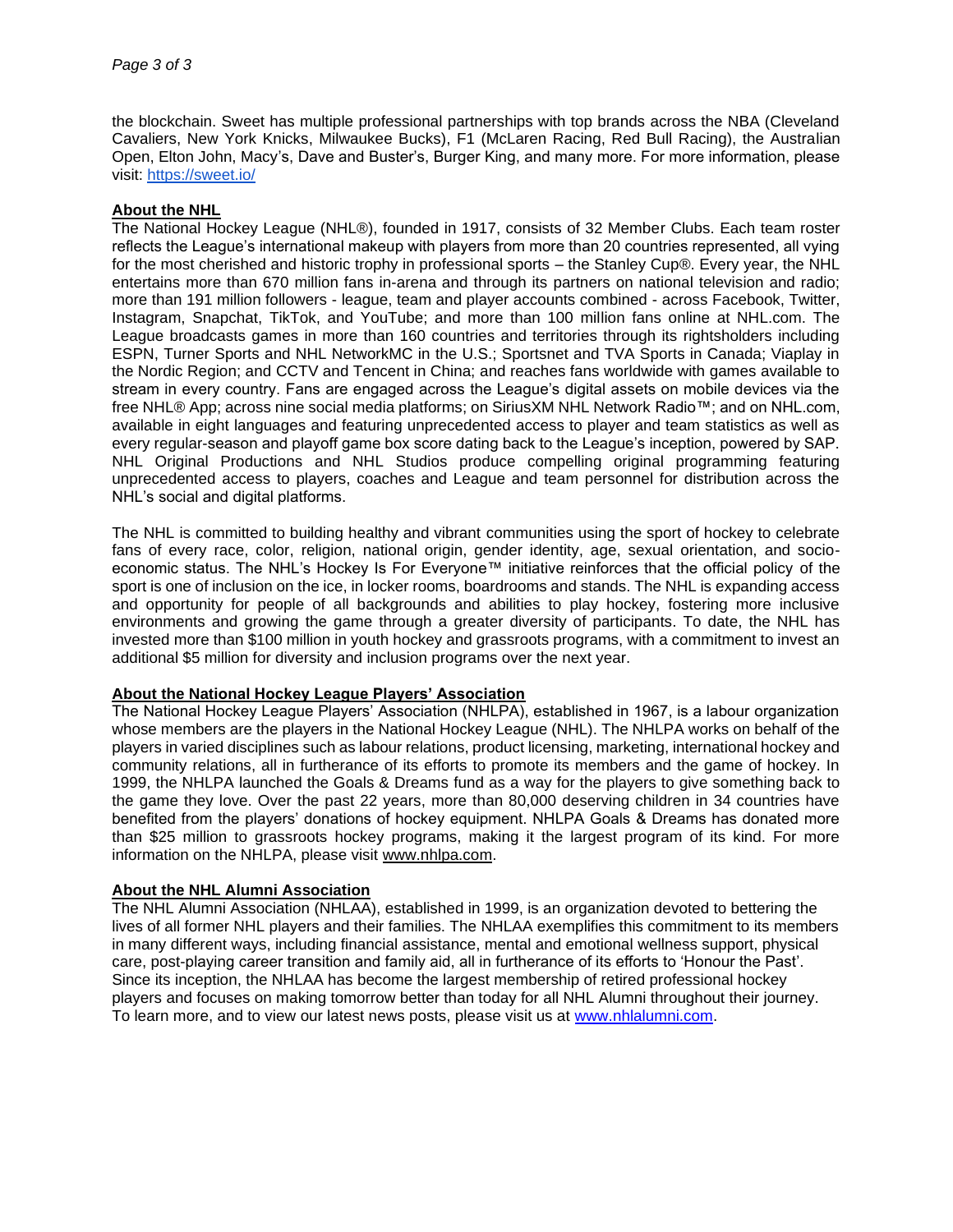the blockchain. Sweet has multiple professional partnerships with top brands across the NBA (Cleveland Cavaliers, New York Knicks, Milwaukee Bucks), F1 (McLaren Racing, Red Bull Racing), the Australian Open, Elton John, Macy's, Dave and Buster's, Burger King, and many more. For more information, please visit: https://sweet.io/

**About the NHL**

The National Hockey League (NHL®), founded in 1917, consists of 32 Member Clubs. Each team roster reflects the League's international makeup with players from more than 20 countries represented, all vying for the most cherished and historic trophy in professional sports – the Stanley Cup®. Every year, the NHL entertains more than 670 million fans in-arena and through its partners on national television and radio; more than 191 million followers - league, team and player accounts combined - across Facebook, Twitter, Instagram, Snapchat, TikTok, and YouTube; and more than 100 million fans online at NHL.com. The League broadcasts games in more than 160 countries and territories through its rightsholders including ESPN, Turner Sports and NHL NetworkMC in the U.S.; Sportsnet and TVA Sports in Canada; Viaplay in the Nordic Region; and CCTV and Tencent in China; and reaches fans worldwide with games available to stream in every country. Fans are engaged across the League's digital assets on mobile devices via the free NHL® App; across nine social media platforms; on SiriusXM NHL Network Radio™; and on NHL.com, available in eight languages and featuring unprecedented access to player and team statistics as well as every regular-season and playoff game box score dating back to the League's inception, powered by SAP. NHL Original Productions and NHL Studios produce compelling original programming featuring unprecedented access to players, coaches and League and team personnel for distribution across the NHL's social and digital platforms.

The NHL is committed to building healthy and vibrant communities using the sport of hockey to celebrate fans of every race, color, religion, national origin, gender identity, age, sexual orientation, and socio-economic status. The NHL's Hockey Is For Everyone™ initiative reinforces that the official policy of the sport is one of inclusion on the ice, in locker rooms, boardrooms and stands. The NHL is expanding access and opportunity for people of all backgrounds and abilities to play hockey, fostering more inclusive environments and growing the game through a greater diversity of participants. To date, the NHL has invested more than $100 million in youth hockey and grassroots programs, with a commitment to invest an additional $5 million for diversity and inclusion programs over the next year.

**About the National Hockey League Players' Association**

The National Hockey League Players' Association (NHLPA), established in 1967, is a labour organization whose members are the players in the National Hockey League (NHL). The NHLPA works on behalf of the players in varied disciplines such as labour relations, product licensing, marketing, international hockey and community relations, all in furtherance of its efforts to promote its members and the game of hockey. In 1999, the NHLPA launched the Goals & Dreams fund as a way for the players to give something back to the game they love. Over the past 22 years, more than 80,000 deserving children in 34 countries have benefited from the players' donations of hockey equipment. NHLPA Goals & Dreams has donated more than $25 million to grassroots hockey programs, making it the largest program of its kind. For more information on the NHLPA, please visit www.nhlpa.com.

**About the NHL Alumni Association**

The NHL Alumni Association (NHLAA), established in 1999, is an organization devoted to bettering the lives of all former NHL players and their families. The NHLAA exemplifies this commitment to its members in many different ways, including financial assistance, mental and emotional wellness support, physical care, post-playing career transition and family aid, all in furtherance of its efforts to 'Honour the Past'. Since its inception, the NHLAA has become the largest membership of retired professional hockey players and focuses on making tomorrow better than today for all NHL Alumni throughout their journey. To learn more, and to view our latest news posts, please visit us at www.nhlalumni.com.